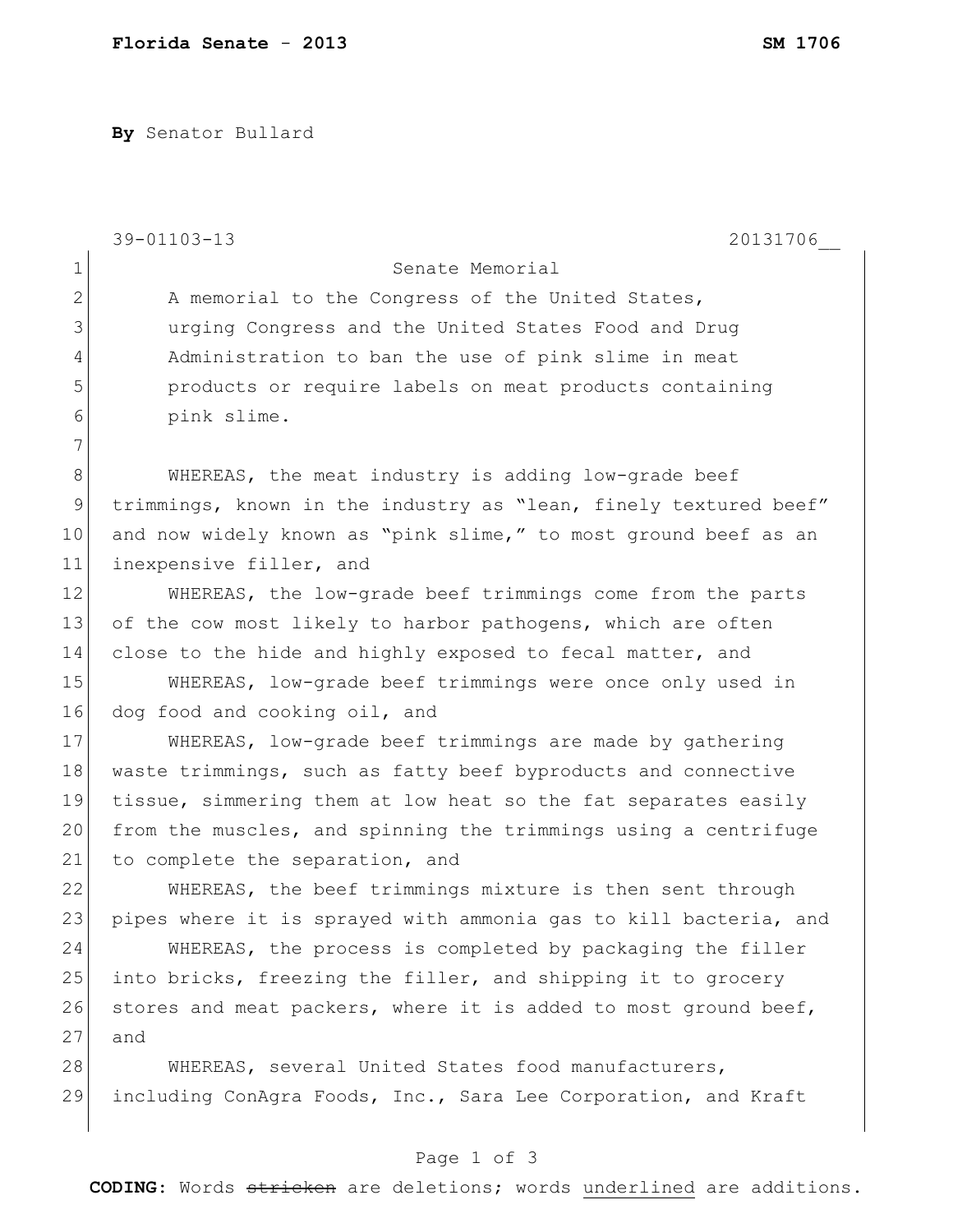**By** Senator Bullard

39-01103-13 20131706__

Senate Memorial

A memorial to the Congress of the United States, urging Congress and the United States Food and Drug Administration to ban the use of pink slime in meat products or require labels on meat products containing pink slime.

WHEREAS, the meat industry is adding low-grade beef trimmings, known in the industry as "lean, finely textured beef" and now widely known as "pink slime," to most ground beef as an inexpensive filler, and

WHEREAS, the low-grade beef trimmings come from the parts of the cow most likely to harbor pathogens, which are often close to the hide and highly exposed to fecal matter, and

WHEREAS, low-grade beef trimmings were once only used in dog food and cooking oil, and

WHEREAS, low-grade beef trimmings are made by gathering waste trimmings, such as fatty beef byproducts and connective tissue, simmering them at low heat so the fat separates easily from the muscles, and spinning the trimmings using a centrifuge to complete the separation, and

WHEREAS, the beef trimmings mixture is then sent through pipes where it is sprayed with ammonia gas to kill bacteria, and

WHEREAS, the process is completed by packaging the filler into bricks, freezing the filler, and shipping it to grocery stores and meat packers, where it is added to most ground beef, and

WHEREAS, several United States food manufacturers, including ConAgra Foods, Inc., Sara Lee Corporation, and Kraft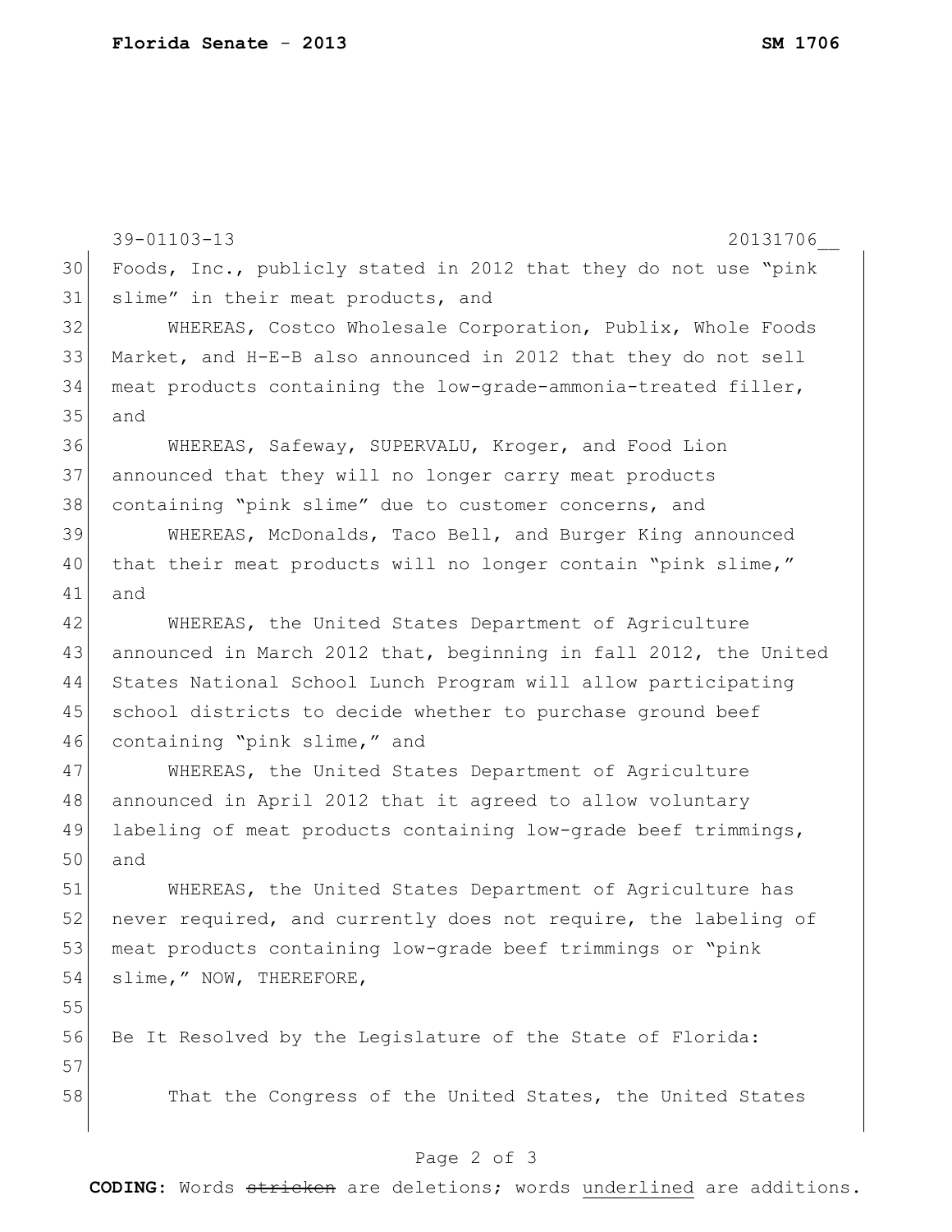Foods, Inc., publicly stated in 2012 that they do not use "pink slime" in their meat products, and

WHEREAS, Costco Wholesale Corporation, Publix, Whole Foods Market, and H-E-B also announced in 2012 that they do not sell meat products containing the low-grade-ammonia-treated filler, and

WHEREAS, Safeway, SUPERVALU, Kroger, and Food Lion announced that they will no longer carry meat products containing "pink slime" due to customer concerns, and

WHEREAS, McDonalds, Taco Bell, and Burger King announced that their meat products will no longer contain "pink slime," and

WHEREAS, the United States Department of Agriculture announced in March 2012 that, beginning in fall 2012, the United States National School Lunch Program will allow participating school districts to decide whether to purchase ground beef containing "pink slime," and

WHEREAS, the United States Department of Agriculture announced in April 2012 that it agreed to allow voluntary labeling of meat products containing low-grade beef trimmings, and

WHEREAS, the United States Department of Agriculture has never required, and currently does not require, the labeling of meat products containing low-grade beef trimmings or "pink slime," NOW, THEREFORE,

Be It Resolved by the Legislature of the State of Florida:

That the Congress of the United States, the United States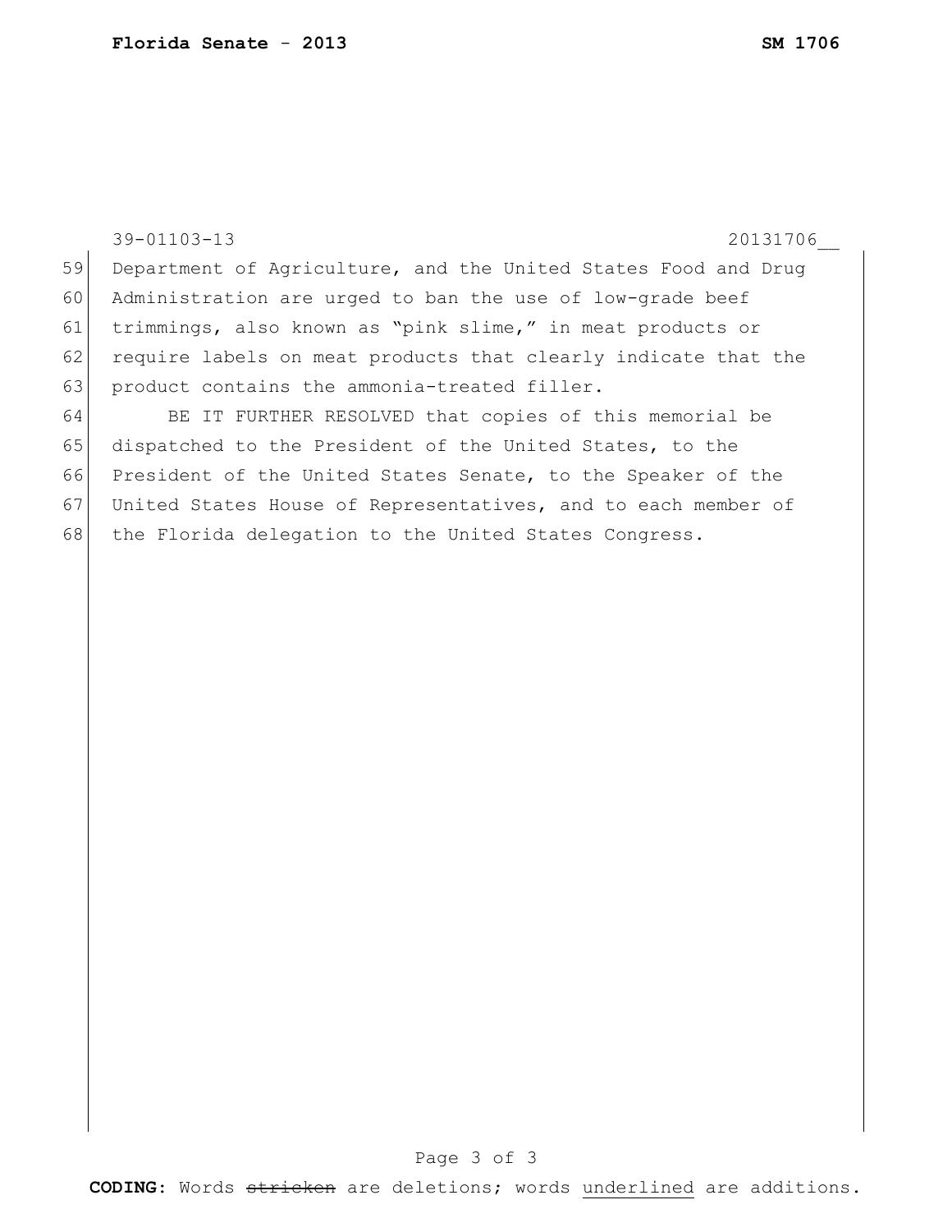Department of Agriculture, and the United States Food and Drug Administration are urged to ban the use of low-grade beef trimmings, also known as "pink slime," in meat products or require labels on meat products that clearly indicate that the product contains the ammonia-treated filler.

BE IT FURTHER RESOLVED that copies of this memorial be dispatched to the President of the United States, to the President of the United States Senate, to the Speaker of the United States House of Representatives, and to each member of the Florida delegation to the United States Congress.